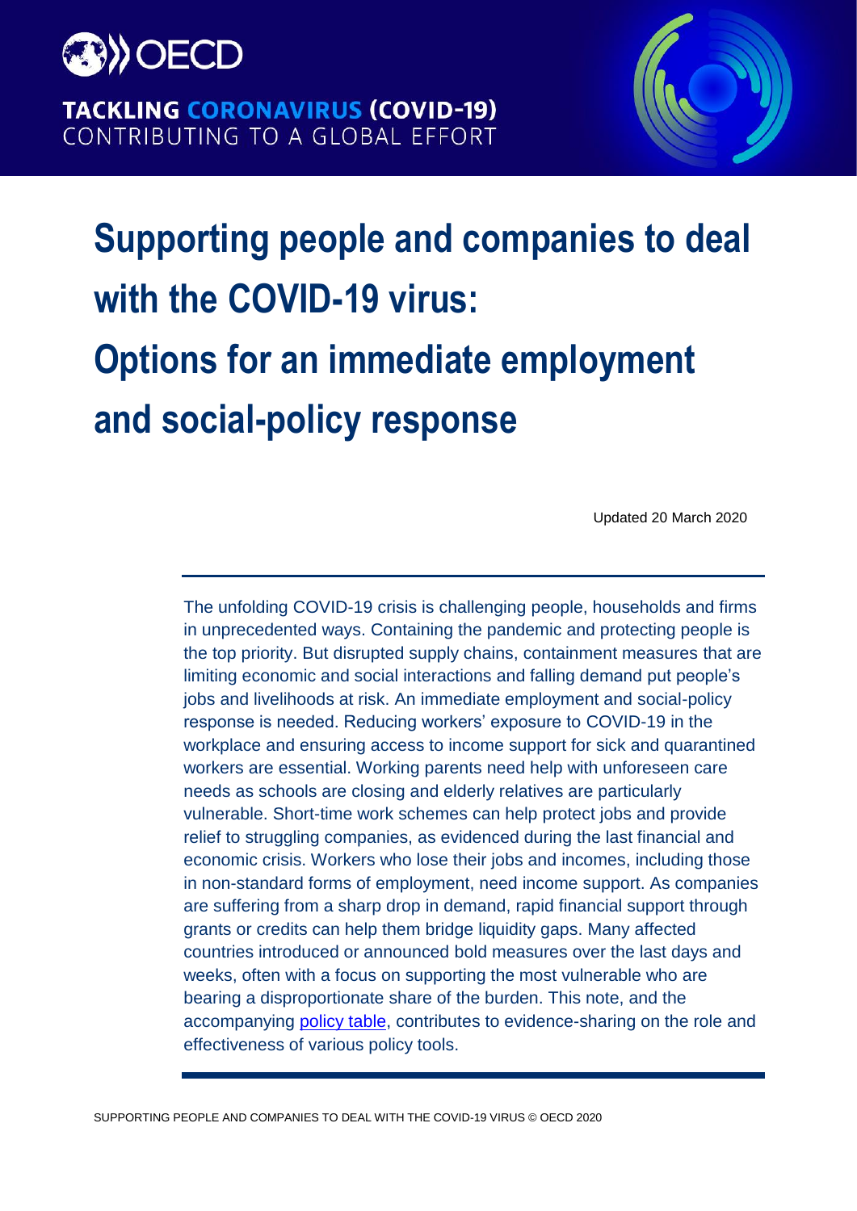OECD

TACKLING CORONAVIRUS (COVID-19)
CONTRIBUTING TO A GLOBAL EFFORT

# Supporting people and companies to deal with the COVID-19 virus: Options for an immediate employment and social-policy response

Updated 20 March 2020

The unfolding COVID-19 crisis is challenging people, households and firms in unprecedented ways. Containing the pandemic and protecting people is the top priority. But disrupted supply chains, containment measures that are limiting economic and social interactions and falling demand put people's jobs and livelihoods at risk. An immediate employment and social-policy response is needed. Reducing workers' exposure to COVID-19 in the workplace and ensuring access to income support for sick and quarantined workers are essential. Working parents need help with unforeseen care needs as schools are closing and elderly relatives are particularly vulnerable. Short-time work schemes can help protect jobs and provide relief to struggling companies, as evidenced during the last financial and economic crisis. Workers who lose their jobs and incomes, including those in non-standard forms of employment, need income support. As companies are suffering from a sharp drop in demand, rapid financial support through grants or credits can help them bridge liquidity gaps. Many affected countries introduced or announced bold measures over the last days and weeks, often with a focus on supporting the most vulnerable who are bearing a disproportionate share of the burden. This note, and the accompanying policy table, contributes to evidence-sharing on the role and effectiveness of various policy tools.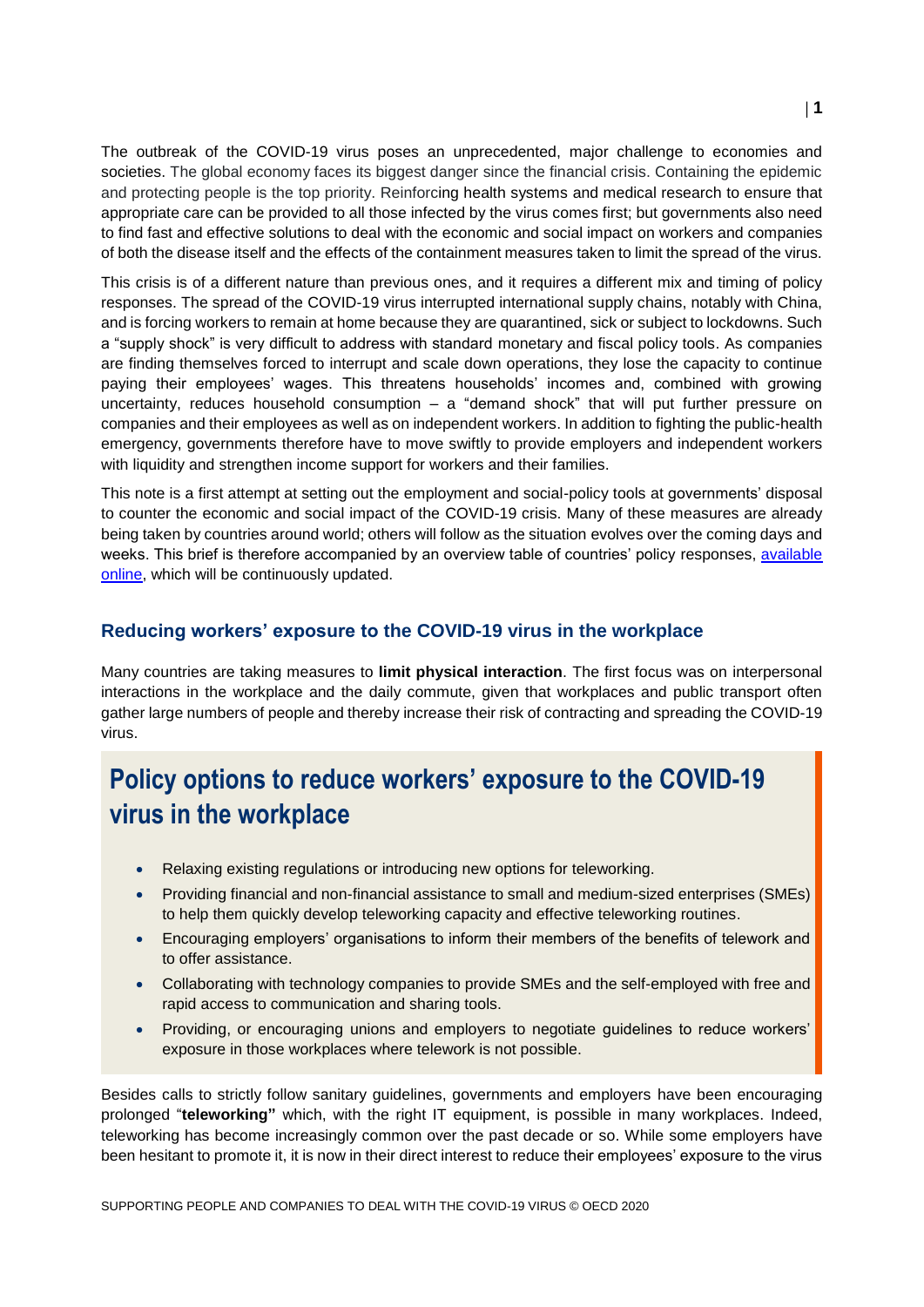The outbreak of the COVID-19 virus poses an unprecedented, major challenge to economies and societies. The global economy faces its biggest danger since the financial crisis. Containing the epidemic and protecting people is the top priority. Reinforcing health systems and medical research to ensure that appropriate care can be provided to all those infected by the virus comes first; but governments also need to find fast and effective solutions to deal with the economic and social impact on workers and companies of both the disease itself and the effects of the containment measures taken to limit the spread of the virus.

This crisis is of a different nature than previous ones, and it requires a different mix and timing of policy responses. The spread of the COVID-19 virus interrupted international supply chains, notably with China, and is forcing workers to remain at home because they are quarantined, sick or subject to lockdowns. Such a "supply shock" is very difficult to address with standard monetary and fiscal policy tools. As companies are finding themselves forced to interrupt and scale down operations, they lose the capacity to continue paying their employees' wages. This threatens households' incomes and, combined with growing uncertainty, reduces household consumption – a "demand shock" that will put further pressure on companies and their employees as well as on independent workers. In addition to fighting the public-health emergency, governments therefore have to move swiftly to provide employers and independent workers with liquidity and strengthen income support for workers and their families.

This note is a first attempt at setting out the employment and social-policy tools at governments' disposal to counter the economic and social impact of the COVID-19 crisis. Many of these measures are already being taken by countries around world; others will follow as the situation evolves over the coming days and weeks. This brief is therefore accompanied by an overview table of countries' policy responses, available online, which will be continuously updated.

## Reducing workers' exposure to the COVID-19 virus in the workplace

Many countries are taking measures to **limit physical interaction**. The first focus was on interpersonal interactions in the workplace and the daily commute, given that workplaces and public transport often gather large numbers of people and thereby increase their risk of contracting and spreading the COVID-19 virus.

### Policy options to reduce workers' exposure to the COVID-19 virus in the workplace

- Relaxing existing regulations or introducing new options for teleworking.
- Providing financial and non-financial assistance to small and medium-sized enterprises (SMEs) to help them quickly develop teleworking capacity and effective teleworking routines.
- Encouraging employers' organisations to inform their members of the benefits of telework and to offer assistance.
- Collaborating with technology companies to provide SMEs and the self-employed with free and rapid access to communication and sharing tools.
- Providing, or encouraging unions and employers to negotiate guidelines to reduce workers' exposure in those workplaces where telework is not possible.

Besides calls to strictly follow sanitary guidelines, governments and employers have been encouraging prolonged "**teleworking"** which, with the right IT equipment, is possible in many workplaces. Indeed, teleworking has become increasingly common over the past decade or so. While some employers have been hesitant to promote it, it is now in their direct interest to reduce their employees' exposure to the virus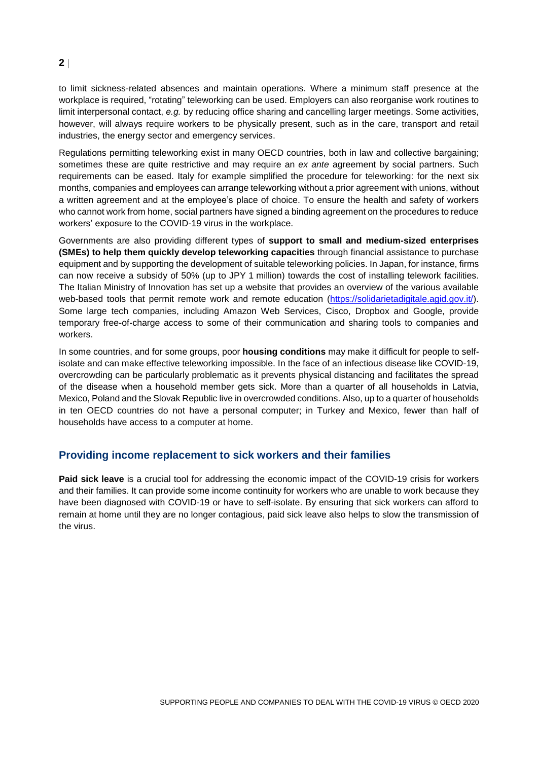to limit sickness-related absences and maintain operations. Where a minimum staff presence at the workplace is required, "rotating" teleworking can be used. Employers can also reorganise work routines to limit interpersonal contact, *e.g.* by reducing office sharing and cancelling larger meetings. Some activities, however, will always require workers to be physically present, such as in the care, transport and retail industries, the energy sector and emergency services.

Regulations permitting teleworking exist in many OECD countries, both in law and collective bargaining; sometimes these are quite restrictive and may require an *ex ante* agreement by social partners. Such requirements can be eased. Italy for example simplified the procedure for teleworking: for the next six months, companies and employees can arrange teleworking without a prior agreement with unions, without a written agreement and at the employee's place of choice. To ensure the health and safety of workers who cannot work from home, social partners have signed a binding agreement on the procedures to reduce workers' exposure to the COVID-19 virus in the workplace.

Governments are also providing different types of **support to small and medium-sized enterprises (SMEs) to help them quickly develop teleworking capacities** through financial assistance to purchase equipment and by supporting the development of suitable teleworking policies. In Japan, for instance, firms can now receive a subsidy of 50% (up to JPY 1 million) towards the cost of installing telework facilities. The Italian Ministry of Innovation has set up a website that provides an overview of the various available web-based tools that permit remote work and remote education (https://solidarietadigitale.agid.gov.it/). Some large tech companies, including Amazon Web Services, Cisco, Dropbox and Google, provide temporary free-of-charge access to some of their communication and sharing tools to companies and workers.

In some countries, and for some groups, poor **housing conditions** may make it difficult for people to self-isolate and can make effective teleworking impossible. In the face of an infectious disease like COVID-19, overcrowding can be particularly problematic as it prevents physical distancing and facilitates the spread of the disease when a household member gets sick. More than a quarter of all households in Latvia, Mexico, Poland and the Slovak Republic live in overcrowded conditions. Also, up to a quarter of households in ten OECD countries do not have a personal computer; in Turkey and Mexico, fewer than half of households have access to a computer at home.

## Providing income replacement to sick workers and their families

**Paid sick leave** is a crucial tool for addressing the economic impact of the COVID-19 crisis for workers and their families. It can provide some income continuity for workers who are unable to work because they have been diagnosed with COVID-19 or have to self-isolate. By ensuring that sick workers can afford to remain at home until they are no longer contagious, paid sick leave also helps to slow the transmission of the virus.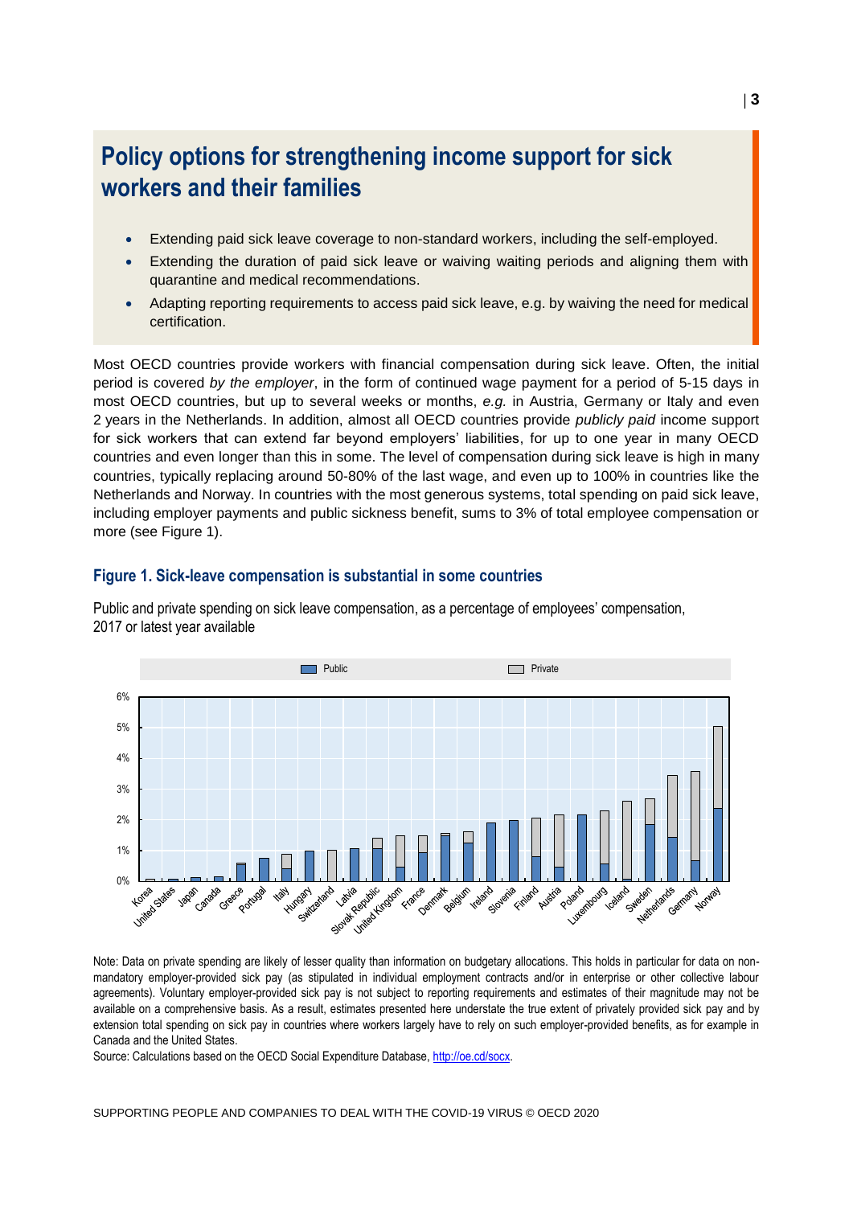## Policy options for strengthening income support for sick workers and their families

- Extending paid sick leave coverage to non-standard workers, including the self-employed.
- Extending the duration of paid sick leave or waiving waiting periods and aligning them with quarantine and medical recommendations.
- Adapting reporting requirements to access paid sick leave, e.g. by waiving the need for medical certification.

Most OECD countries provide workers with financial compensation during sick leave. Often, the initial period is covered *by the employer*, in the form of continued wage payment for a period of 5-15 days in most OECD countries, but up to several weeks or months, *e.g.* in Austria, Germany or Italy and even 2 years in the Netherlands. In addition, almost all OECD countries provide *publicly paid* income support for sick workers that can extend far beyond employers' liabilities, for up to one year in many OECD countries and even longer than this in some. The level of compensation during sick leave is high in many countries, typically replacing around 50-80% of the last wage, and even up to 100% in countries like the Netherlands and Norway. In countries with the most generous systems, total spending on paid sick leave, including employer payments and public sickness benefit, sums to 3% of total employee compensation or more (see Figure 1).

### Figure 1. Sick-leave compensation is substantial in some countries

Public and private spending on sick leave compensation, as a percentage of employees' compensation, 2017 or latest year available

Note: Data on private spending are likely of lesser quality than information on budgetary allocations. This holds in particular for data on non-mandatory employer-provided sick pay (as stipulated in individual employment contracts and/or in enterprise or other collective labour agreements). Voluntary employer-provided sick pay is not subject to reporting requirements and estimates of their magnitude may not be available on a comprehensive basis. As a result, estimates presented here understate the true extent of privately provided sick pay and by extension total spending on sick pay in countries where workers largely have to rely on such employer-provided benefits, as for example in Canada and the United States.

Source: Calculations based on the OECD Social Expenditure Database, http://oe.cd/socx.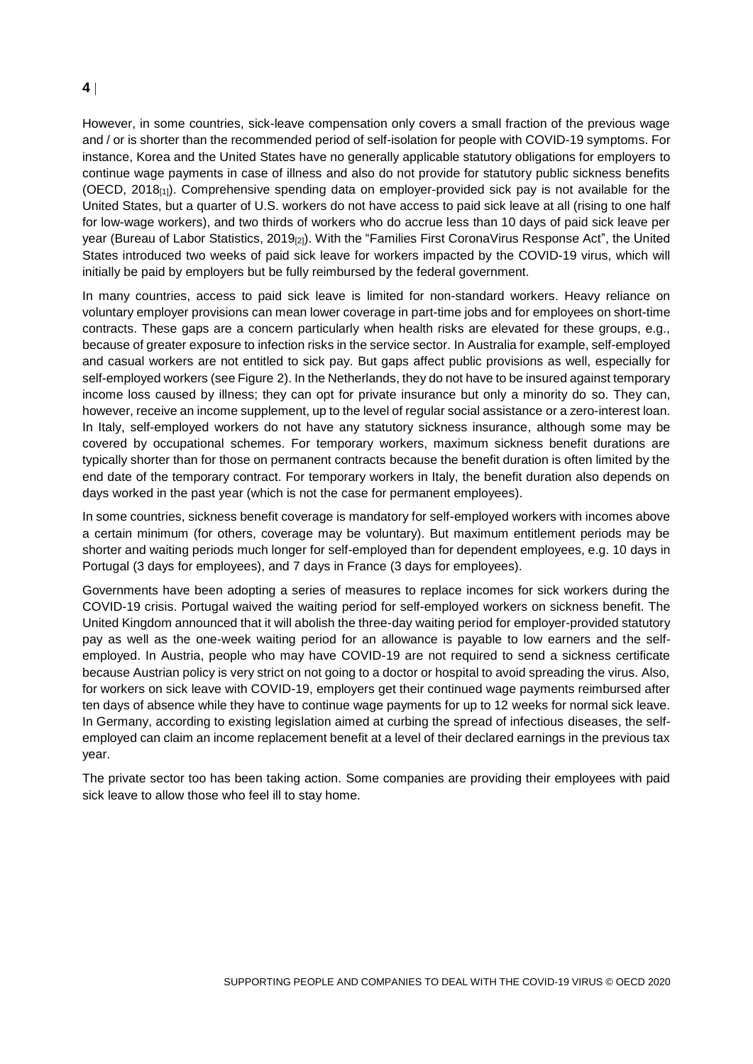However, in some countries, sick-leave compensation only covers a small fraction of the previous wage and / or is shorter than the recommended period of self-isolation for people with COVID-19 symptoms. For instance, Korea and the United States have no generally applicable statutory obligations for employers to continue wage payments in case of illness and also do not provide for statutory public sickness benefits (OECD, 2018[1]). Comprehensive spending data on employer-provided sick pay is not available for the United States, but a quarter of U.S. workers do not have access to paid sick leave at all (rising to one half for low-wage workers), and two thirds of workers who do accrue less than 10 days of paid sick leave per year (Bureau of Labor Statistics, 2019[2]). With the "Families First CoronaVirus Response Act", the United States introduced two weeks of paid sick leave for workers impacted by the COVID-19 virus, which will initially be paid by employers but be fully reimbursed by the federal government.

In many countries, access to paid sick leave is limited for non-standard workers. Heavy reliance on voluntary employer provisions can mean lower coverage in part-time jobs and for employees on short-time contracts. These gaps are a concern particularly when health risks are elevated for these groups, e.g., because of greater exposure to infection risks in the service sector. In Australia for example, self-employed and casual workers are not entitled to sick pay. But gaps affect public provisions as well, especially for self-employed workers (see Figure 2). In the Netherlands, they do not have to be insured against temporary income loss caused by illness; they can opt for private insurance but only a minority do so. They can, however, receive an income supplement, up to the level of regular social assistance or a zero-interest loan. In Italy, self-employed workers do not have any statutory sickness insurance, although some may be covered by occupational schemes. For temporary workers, maximum sickness benefit durations are typically shorter than for those on permanent contracts because the benefit duration is often limited by the end date of the temporary contract. For temporary workers in Italy, the benefit duration also depends on days worked in the past year (which is not the case for permanent employees).

In some countries, sickness benefit coverage is mandatory for self-employed workers with incomes above a certain minimum (for others, coverage may be voluntary). But maximum entitlement periods may be shorter and waiting periods much longer for self-employed than for dependent employees, e.g. 10 days in Portugal (3 days for employees), and 7 days in France (3 days for employees).

Governments have been adopting a series of measures to replace incomes for sick workers during the COVID-19 crisis. Portugal waived the waiting period for self-employed workers on sickness benefit. The United Kingdom announced that it will abolish the three-day waiting period for employer-provided statutory pay as well as the one-week waiting period for an allowance is payable to low earners and the self-employed. In Austria, people who may have COVID-19 are not required to send a sickness certificate because Austrian policy is very strict on not going to a doctor or hospital to avoid spreading the virus. Also, for workers on sick leave with COVID-19, employers get their continued wage payments reimbursed after ten days of absence while they have to continue wage payments for up to 12 weeks for normal sick leave. In Germany, according to existing legislation aimed at curbing the spread of infectious diseases, the self-employed can claim an income replacement benefit at a level of their declared earnings in the previous tax year.

The private sector too has been taking action. Some companies are providing their employees with paid sick leave to allow those who feel ill to stay home.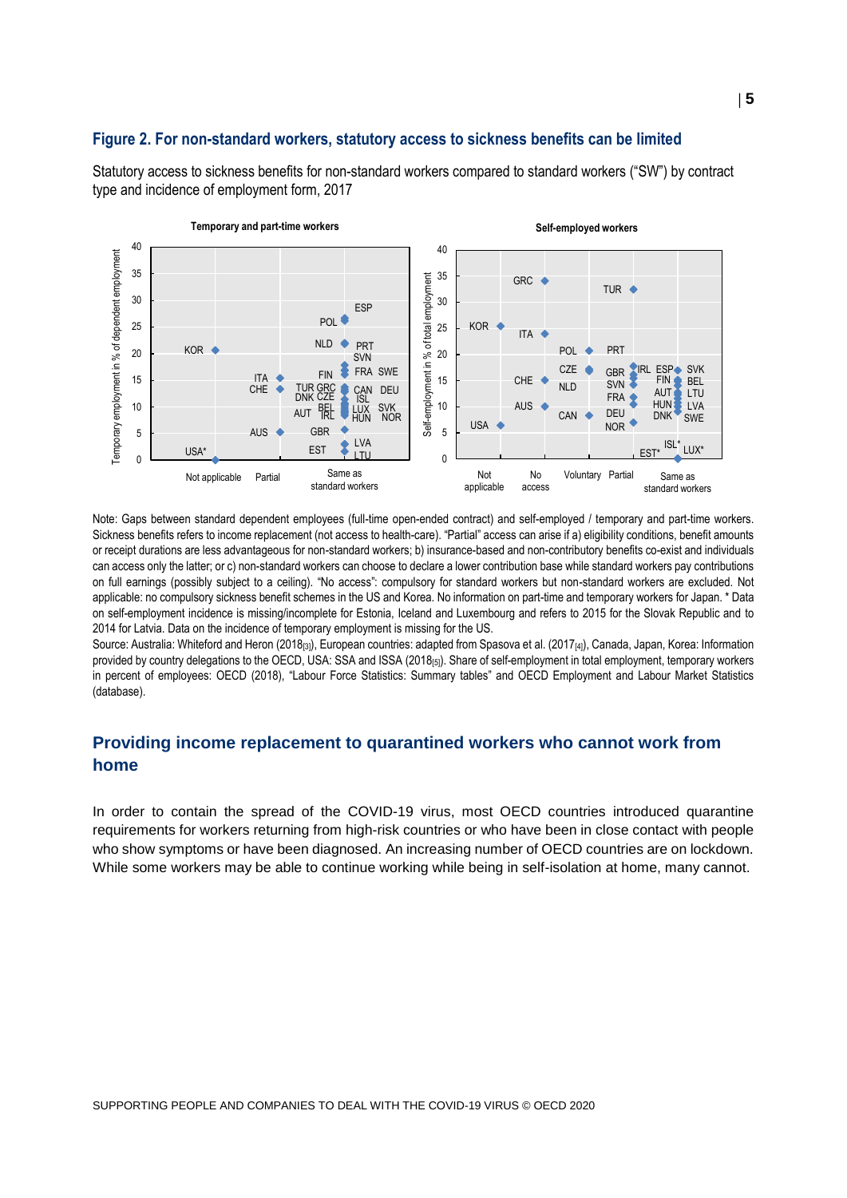### Figure 2. For non-standard workers, statutory access to sickness benefits can be limited

Statutory access to sickness benefits for non-standard workers compared to standard workers ("SW") by contract type and incidence of employment form, 2017

Note: Gaps between standard dependent employees (full-time open-ended contract) and self-employed / temporary and part-time workers. Sickness benefits refers to income replacement (not access to health-care). "Partial" access can arise if a) eligibility conditions, benefit amounts or receipt durations are less advantageous for non-standard workers; b) insurance-based and non-contributory benefits co-exist and individuals can access only the latter; or c) non-standard workers can choose to declare a lower contribution base while standard workers pay contributions on full earnings (possibly subject to a ceiling). "No access": compulsory for standard workers but non-standard workers are excluded. Not applicable: no compulsory sickness benefit schemes in the US and Korea. No information on part-time and temporary workers for Japan. * Data on self-employment incidence is missing/incomplete for Estonia, Iceland and Luxembourg and refers to 2015 for the Slovak Republic and to 2014 for Latvia. Data on the incidence of temporary employment is missing for the US.

Source: Australia: Whiteford and Heron (2018[3]), European countries: adapted from Spasova et al. (2017[4]), Canada, Japan, Korea: Information provided by country delegations to the OECD, USA: SSA and ISSA (2018[5]). Share of self-employment in total employment, temporary workers in percent of employees: OECD (2018), "Labour Force Statistics: Summary tables" and OECD Employment and Labour Market Statistics (database).

## Providing income replacement to quarantined workers who cannot work from home

In order to contain the spread of the COVID-19 virus, most OECD countries introduced quarantine requirements for workers returning from high-risk countries or who have been in close contact with people who show symptoms or have been diagnosed. An increasing number of OECD countries are on lockdown. While some workers may be able to continue working while being in self-isolation at home, many cannot.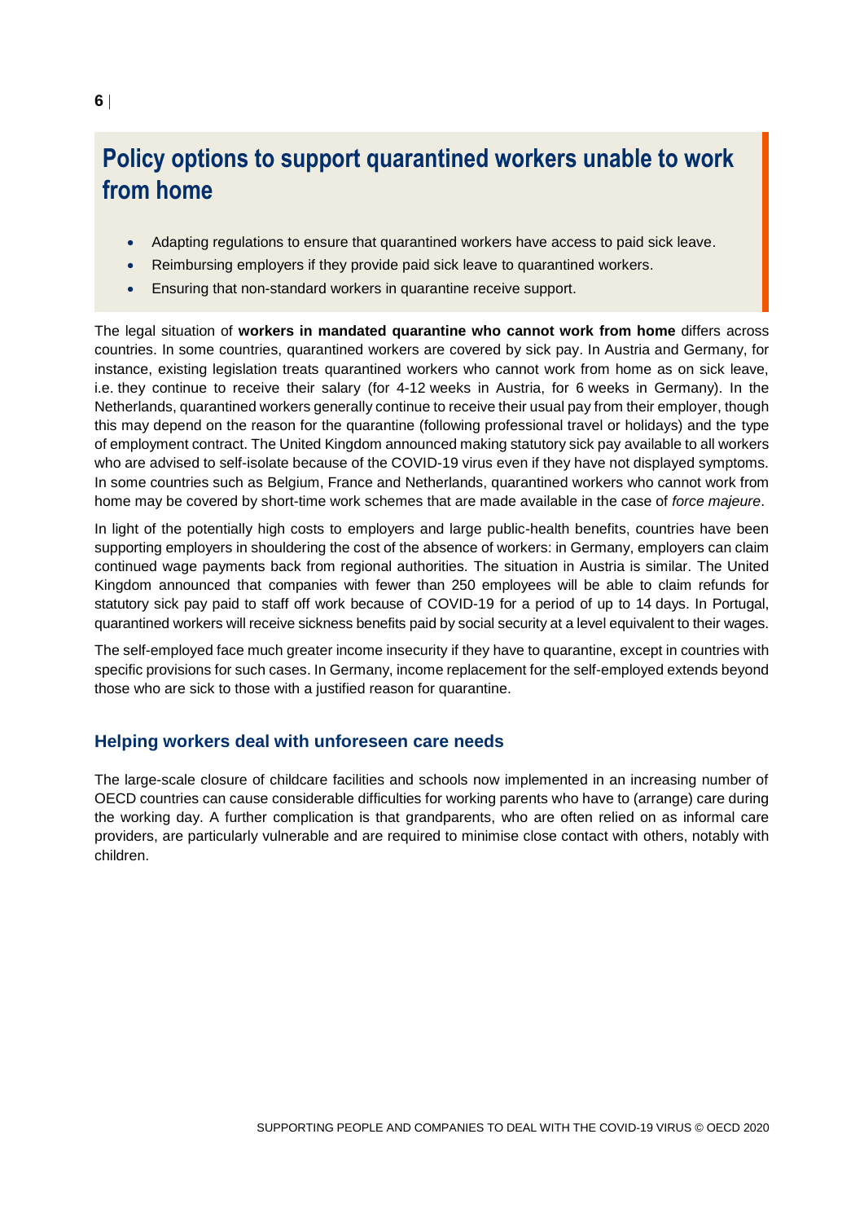## Policy options to support quarantined workers unable to work from home

- Adapting regulations to ensure that quarantined workers have access to paid sick leave.
- Reimbursing employers if they provide paid sick leave to quarantined workers.
- Ensuring that non-standard workers in quarantine receive support.

The legal situation of **workers in mandated quarantine who cannot work from home** differs across countries. In some countries, quarantined workers are covered by sick pay. In Austria and Germany, for instance, existing legislation treats quarantined workers who cannot work from home as on sick leave, i.e. they continue to receive their salary (for 4-12 weeks in Austria, for 6 weeks in Germany). In the Netherlands, quarantined workers generally continue to receive their usual pay from their employer, though this may depend on the reason for the quarantine (following professional travel or holidays) and the type of employment contract. The United Kingdom announced making statutory sick pay available to all workers who are advised to self-isolate because of the COVID-19 virus even if they have not displayed symptoms. In some countries such as Belgium, France and Netherlands, quarantined workers who cannot work from home may be covered by short-time work schemes that are made available in the case of *force majeure*.

In light of the potentially high costs to employers and large public-health benefits, countries have been supporting employers in shouldering the cost of the absence of workers: in Germany, employers can claim continued wage payments back from regional authorities. The situation in Austria is similar. The United Kingdom announced that companies with fewer than 250 employees will be able to claim refunds for statutory sick pay paid to staff off work because of COVID-19 for a period of up to 14 days. In Portugal, quarantined workers will receive sickness benefits paid by social security at a level equivalent to their wages.

The self-employed face much greater income insecurity if they have to quarantine, except in countries with specific provisions for such cases. In Germany, income replacement for the self-employed extends beyond those who are sick to those with a justified reason for quarantine.

### Helping workers deal with unforeseen care needs

The large-scale closure of childcare facilities and schools now implemented in an increasing number of OECD countries can cause considerable difficulties for working parents who have to (arrange) care during the working day. A further complication is that grandparents, who are often relied on as informal care providers, are particularly vulnerable and are required to minimise close contact with others, notably with children.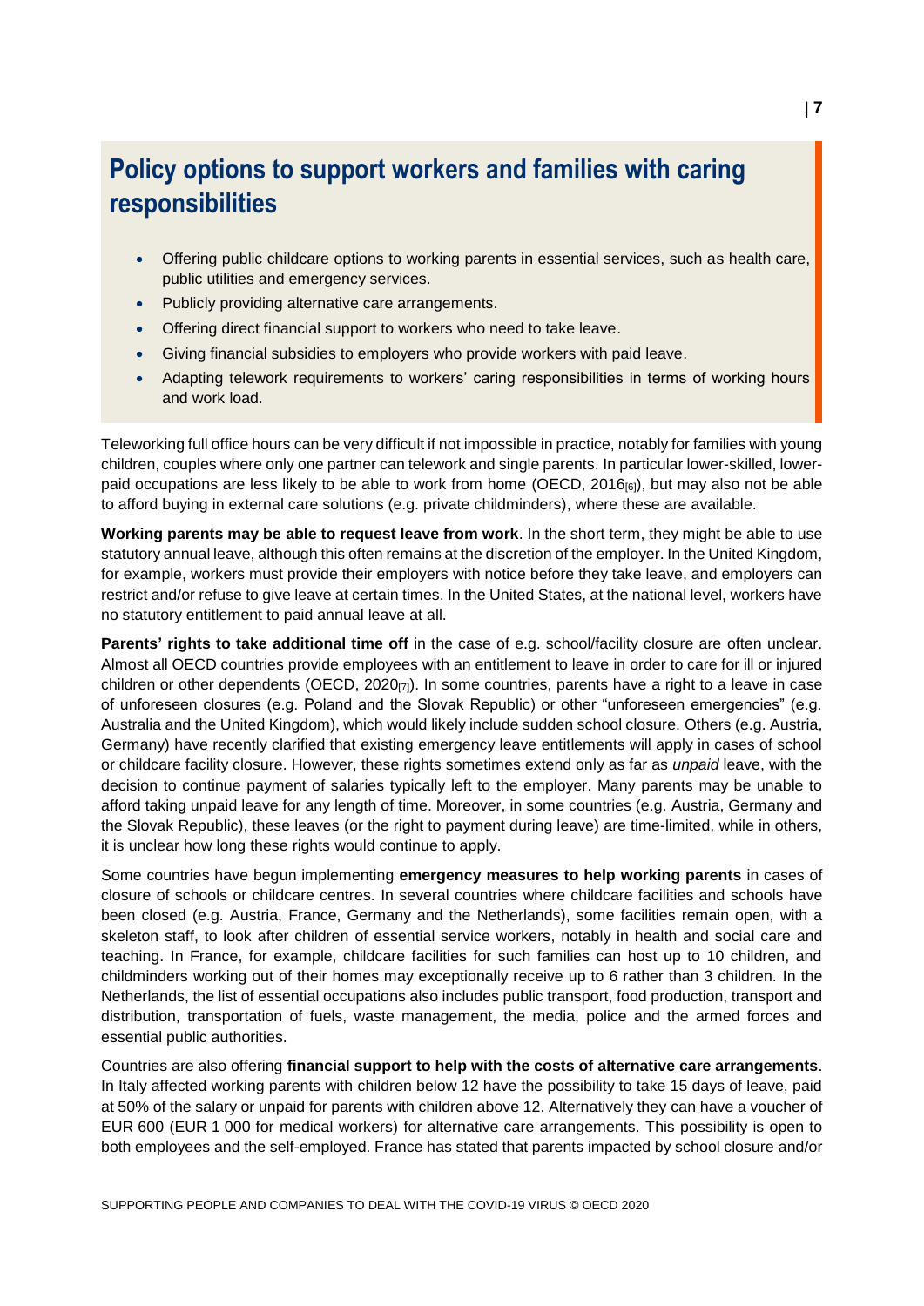## Policy options to support workers and families with caring responsibilities

- Offering public childcare options to working parents in essential services, such as health care, public utilities and emergency services.
- Publicly providing alternative care arrangements.
- Offering direct financial support to workers who need to take leave.
- Giving financial subsidies to employers who provide workers with paid leave.
- Adapting telework requirements to workers' caring responsibilities in terms of working hours and work load.

Teleworking full office hours can be very difficult if not impossible in practice, notably for families with young children, couples where only one partner can telework and single parents. In particular lower-skilled, lower-paid occupations are less likely to be able to work from home (OECD, 2016[6]), but may also not be able to afford buying in external care solutions (e.g. private childminders), where these are available.

**Working parents may be able to request leave from work**. In the short term, they might be able to use statutory annual leave, although this often remains at the discretion of the employer. In the United Kingdom, for example, workers must provide their employers with notice before they take leave, and employers can restrict and/or refuse to give leave at certain times. In the United States, at the national level, workers have no statutory entitlement to paid annual leave at all.

**Parents' rights to take additional time off** in the case of e.g. school/facility closure are often unclear. Almost all OECD countries provide employees with an entitlement to leave in order to care for ill or injured children or other dependents (OECD, 2020[7]). In some countries, parents have a right to a leave in case of unforeseen closures (e.g. Poland and the Slovak Republic) or other "unforeseen emergencies" (e.g. Australia and the United Kingdom), which would likely include sudden school closure. Others (e.g. Austria, Germany) have recently clarified that existing emergency leave entitlements will apply in cases of school or childcare facility closure. However, these rights sometimes extend only as far as *unpaid* leave, with the decision to continue payment of salaries typically left to the employer. Many parents may be unable to afford taking unpaid leave for any length of time. Moreover, in some countries (e.g. Austria, Germany and the Slovak Republic), these leaves (or the right to payment during leave) are time-limited, while in others, it is unclear how long these rights would continue to apply.

Some countries have begun implementing **emergency measures to help working parents** in cases of closure of schools or childcare centres. In several countries where childcare facilities and schools have been closed (e.g. Austria, France, Germany and the Netherlands), some facilities remain open, with a skeleton staff, to look after children of essential service workers, notably in health and social care and teaching. In France, for example, childcare facilities for such families can host up to 10 children, and childminders working out of their homes may exceptionally receive up to 6 rather than 3 children. In the Netherlands, the list of essential occupations also includes public transport, food production, transport and distribution, transportation of fuels, waste management, the media, police and the armed forces and essential public authorities.

Countries are also offering **financial support to help with the costs of alternative care arrangements**. In Italy affected working parents with children below 12 have the possibility to take 15 days of leave, paid at 50% of the salary or unpaid for parents with children above 12. Alternatively they can have a voucher of EUR 600 (EUR 1 000 for medical workers) for alternative care arrangements. This possibility is open to both employees and the self-employed. France has stated that parents impacted by school closure and/or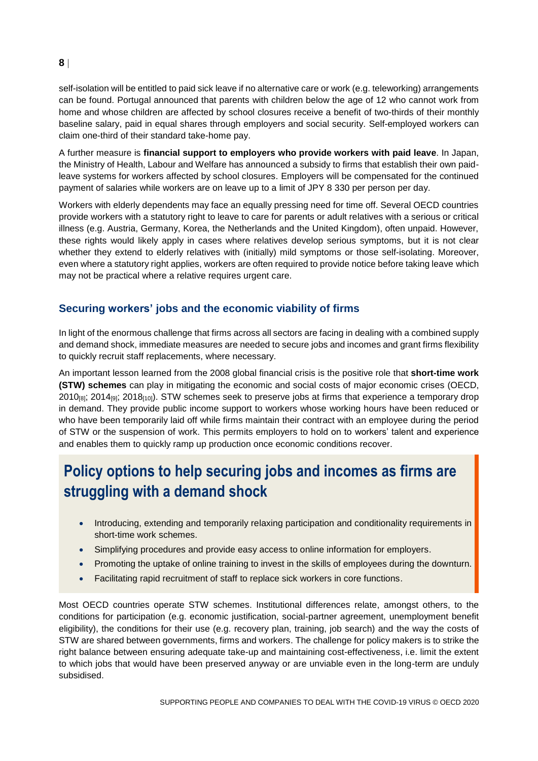self-isolation will be entitled to paid sick leave if no alternative care or work (e.g. teleworking) arrangements can be found. Portugal announced that parents with children below the age of 12 who cannot work from home and whose children are affected by school closures receive a benefit of two-thirds of their monthly baseline salary, paid in equal shares through employers and social security. Self-employed workers can claim one-third of their standard take-home pay.

A further measure is **financial support to employers who provide workers with paid leave**. In Japan, the Ministry of Health, Labour and Welfare has announced a subsidy to firms that establish their own paid-leave systems for workers affected by school closures. Employers will be compensated for the continued payment of salaries while workers are on leave up to a limit of JPY 8 330 per person per day.

Workers with elderly dependents may face an equally pressing need for time off. Several OECD countries provide workers with a statutory right to leave to care for parents or adult relatives with a serious or critical illness (e.g. Austria, Germany, Korea, the Netherlands and the United Kingdom), often unpaid. However, these rights would likely apply in cases where relatives develop serious symptoms, but it is not clear whether they extend to elderly relatives with (initially) mild symptoms or those self-isolating. Moreover, even where a statutory right applies, workers are often required to provide notice before taking leave which may not be practical where a relative requires urgent care.

## Securing workers' jobs and the economic viability of firms

In light of the enormous challenge that firms across all sectors are facing in dealing with a combined supply and demand shock, immediate measures are needed to secure jobs and incomes and grant firms flexibility to quickly recruit staff replacements, where necessary.

An important lesson learned from the 2008 global financial crisis is the positive role that **short-time work (STW) schemes** can play in mitigating the economic and social costs of major economic crises (OECD, 2010[8]; 2014[9]; 2018[10]). STW schemes seek to preserve jobs at firms that experience a temporary drop in demand. They provide public income support to workers whose working hours have been reduced or who have been temporarily laid off while firms maintain their contract with an employee during the period of STW or the suspension of work. This permits employers to hold on to workers' talent and experience and enables them to quickly ramp up production once economic conditions recover.

### Policy options to help securing jobs and incomes as firms are struggling with a demand shock

- Introducing, extending and temporarily relaxing participation and conditionality requirements in short-time work schemes.
- Simplifying procedures and provide easy access to online information for employers.
- Promoting the uptake of online training to invest in the skills of employees during the downturn.
- Facilitating rapid recruitment of staff to replace sick workers in core functions.

Most OECD countries operate STW schemes. Institutional differences relate, amongst others, to the conditions for participation (e.g. economic justification, social-partner agreement, unemployment benefit eligibility), the conditions for their use (e.g. recovery plan, training, job search) and the way the costs of STW are shared between governments, firms and workers. The challenge for policy makers is to strike the right balance between ensuring adequate take-up and maintaining cost-effectiveness, i.e. limit the extent to which jobs that would have been preserved anyway or are unviable even in the long-term are unduly subsidised.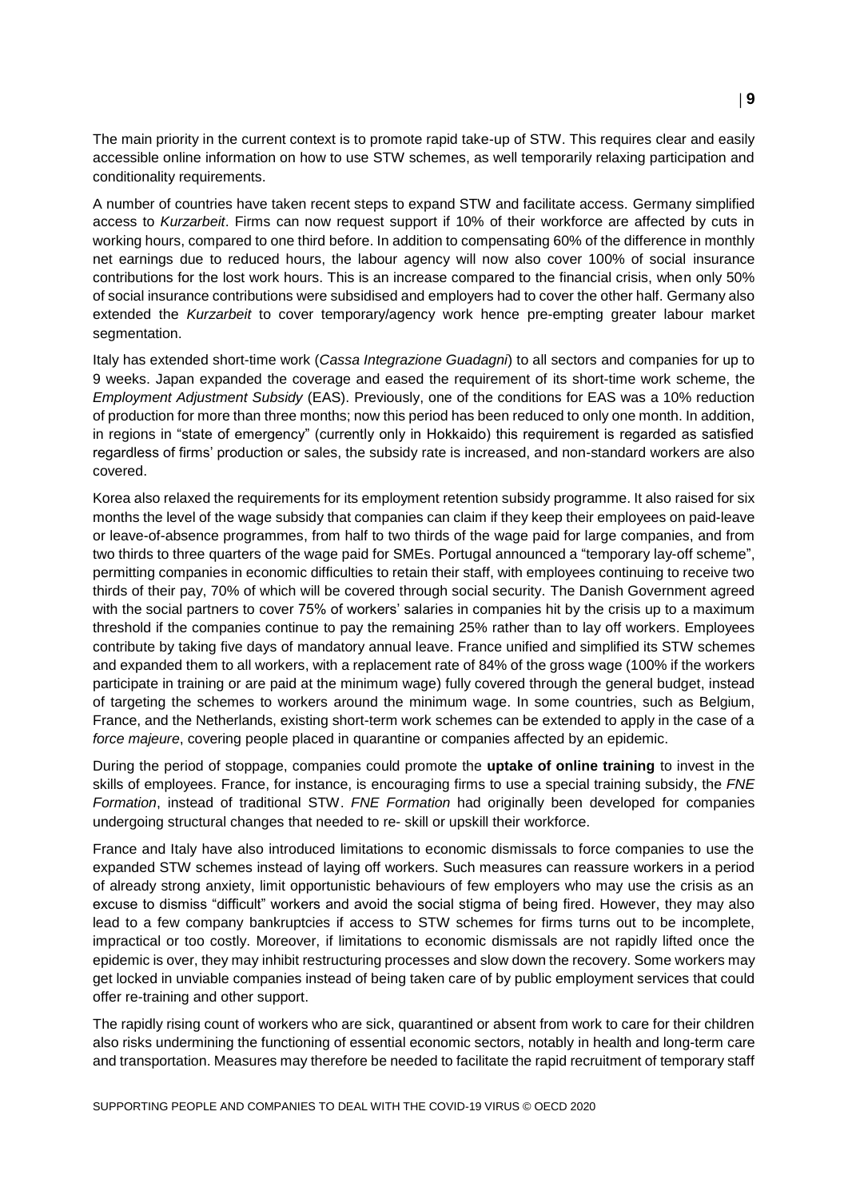The main priority in the current context is to promote rapid take-up of STW. This requires clear and easily accessible online information on how to use STW schemes, as well temporarily relaxing participation and conditionality requirements.

A number of countries have taken recent steps to expand STW and facilitate access. Germany simplified access to *Kurzarbeit*. Firms can now request support if 10% of their workforce are affected by cuts in working hours, compared to one third before. In addition to compensating 60% of the difference in monthly net earnings due to reduced hours, the labour agency will now also cover 100% of social insurance contributions for the lost work hours. This is an increase compared to the financial crisis, when only 50% of social insurance contributions were subsidised and employers had to cover the other half. Germany also extended the *Kurzarbeit* to cover temporary/agency work hence pre-empting greater labour market segmentation.

Italy has extended short-time work (*Cassa Integrazione Guadagni*) to all sectors and companies for up to 9 weeks. Japan expanded the coverage and eased the requirement of its short-time work scheme, the *Employment Adjustment Subsidy* (EAS). Previously, one of the conditions for EAS was a 10% reduction of production for more than three months; now this period has been reduced to only one month. In addition, in regions in "state of emergency" (currently only in Hokkaido) this requirement is regarded as satisfied regardless of firms' production or sales, the subsidy rate is increased, and non-standard workers are also covered.

Korea also relaxed the requirements for its employment retention subsidy programme. It also raised for six months the level of the wage subsidy that companies can claim if they keep their employees on paid-leave or leave-of-absence programmes, from half to two thirds of the wage paid for large companies, and from two thirds to three quarters of the wage paid for SMEs. Portugal announced a "temporary lay-off scheme", permitting companies in economic difficulties to retain their staff, with employees continuing to receive two thirds of their pay, 70% of which will be covered through social security. The Danish Government agreed with the social partners to cover 75% of workers' salaries in companies hit by the crisis up to a maximum threshold if the companies continue to pay the remaining 25% rather than to lay off workers. Employees contribute by taking five days of mandatory annual leave. France unified and simplified its STW schemes and expanded them to all workers, with a replacement rate of 84% of the gross wage (100% if the workers participate in training or are paid at the minimum wage) fully covered through the general budget, instead of targeting the schemes to workers around the minimum wage. In some countries, such as Belgium, France, and the Netherlands, existing short-term work schemes can be extended to apply in the case of a *force majeure*, covering people placed in quarantine or companies affected by an epidemic.

During the period of stoppage, companies could promote the **uptake of online training** to invest in the skills of employees. France, for instance, is encouraging firms to use a special training subsidy, the *FNE Formation*, instead of traditional STW. *FNE Formation* had originally been developed for companies undergoing structural changes that needed to re- skill or upskill their workforce.

France and Italy have also introduced limitations to economic dismissals to force companies to use the expanded STW schemes instead of laying off workers. Such measures can reassure workers in a period of already strong anxiety, limit opportunistic behaviours of few employers who may use the crisis as an excuse to dismiss "difficult" workers and avoid the social stigma of being fired. However, they may also lead to a few company bankruptcies if access to STW schemes for firms turns out to be incomplete, impractical or too costly. Moreover, if limitations to economic dismissals are not rapidly lifted once the epidemic is over, they may inhibit restructuring processes and slow down the recovery. Some workers may get locked in unviable companies instead of being taken care of by public employment services that could offer re-training and other support.

The rapidly rising count of workers who are sick, quarantined or absent from work to care for their children also risks undermining the functioning of essential economic sectors, notably in health and long-term care and transportation. Measures may therefore be needed to facilitate the rapid recruitment of temporary staff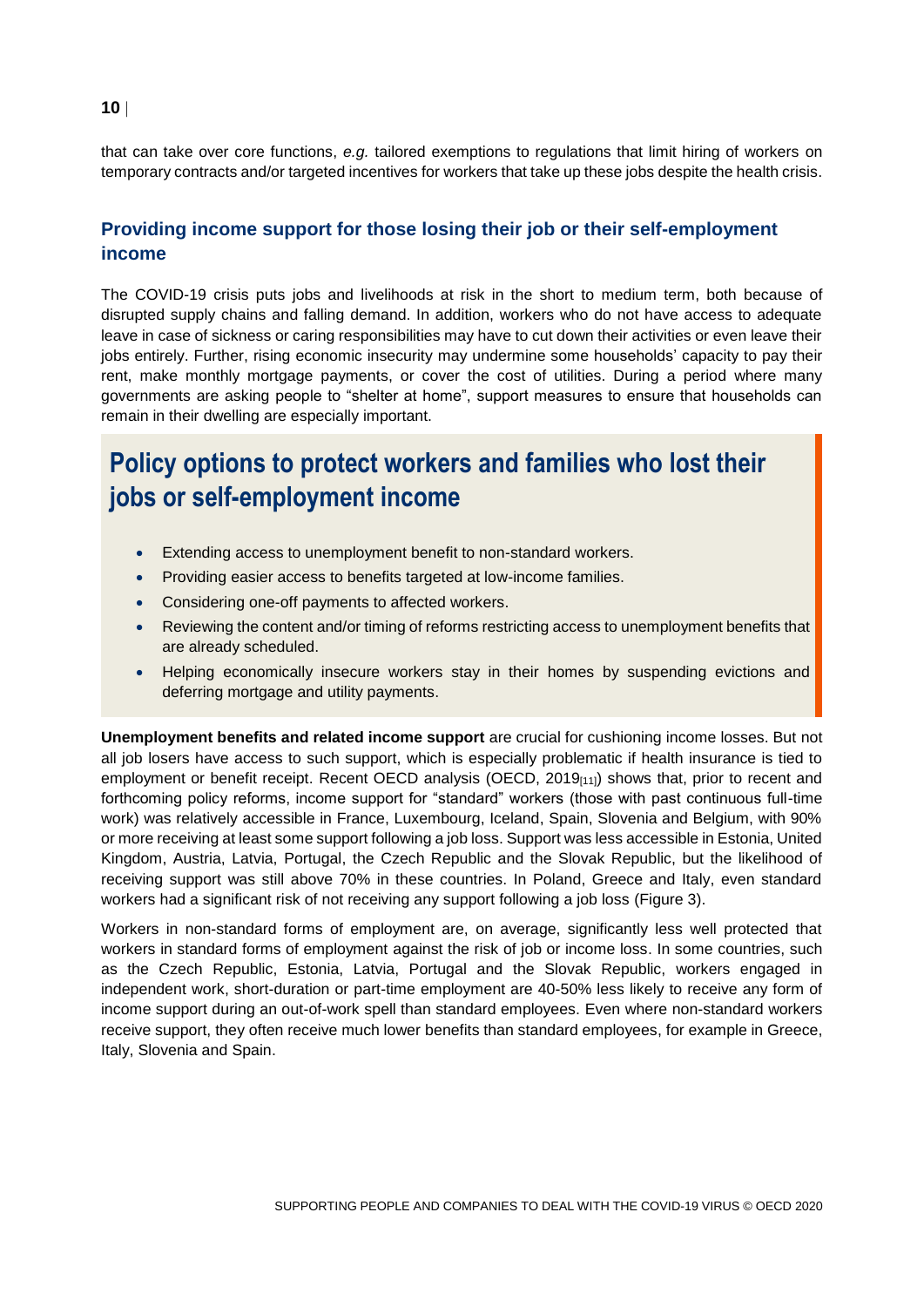that can take over core functions, *e.g.* tailored exemptions to regulations that limit hiring of workers on temporary contracts and/or targeted incentives for workers that take up these jobs despite the health crisis.

## Providing income support for those losing their job or their self-employment income

The COVID-19 crisis puts jobs and livelihoods at risk in the short to medium term, both because of disrupted supply chains and falling demand. In addition, workers who do not have access to adequate leave in case of sickness or caring responsibilities may have to cut down their activities or even leave their jobs entirely. Further, rising economic insecurity may undermine some households' capacity to pay their rent, make monthly mortgage payments, or cover the cost of utilities. During a period where many governments are asking people to "shelter at home", support measures to ensure that households can remain in their dwelling are especially important.

## Policy options to protect workers and families who lost their jobs or self-employment income

- Extending access to unemployment benefit to non-standard workers.
- Providing easier access to benefits targeted at low-income families.
- Considering one-off payments to affected workers.
- Reviewing the content and/or timing of reforms restricting access to unemployment benefits that are already scheduled.
- Helping economically insecure workers stay in their homes by suspending evictions and deferring mortgage and utility payments.

**Unemployment benefits and related income support** are crucial for cushioning income losses. But not all job losers have access to such support, which is especially problematic if health insurance is tied to employment or benefit receipt. Recent OECD analysis (OECD, 2019[11]) shows that, prior to recent and forthcoming policy reforms, income support for "standard" workers (those with past continuous full-time work) was relatively accessible in France, Luxembourg, Iceland, Spain, Slovenia and Belgium, with 90% or more receiving at least some support following a job loss. Support was less accessible in Estonia, United Kingdom, Austria, Latvia, Portugal, the Czech Republic and the Slovak Republic, but the likelihood of receiving support was still above 70% in these countries. In Poland, Greece and Italy, even standard workers had a significant risk of not receiving any support following a job loss (Figure 3).

Workers in non-standard forms of employment are, on average, significantly less well protected that workers in standard forms of employment against the risk of job or income loss. In some countries, such as the Czech Republic, Estonia, Latvia, Portugal and the Slovak Republic, workers engaged in independent work, short-duration or part-time employment are 40-50% less likely to receive any form of income support during an out-of-work spell than standard employees. Even where non-standard workers receive support, they often receive much lower benefits than standard employees, for example in Greece, Italy, Slovenia and Spain.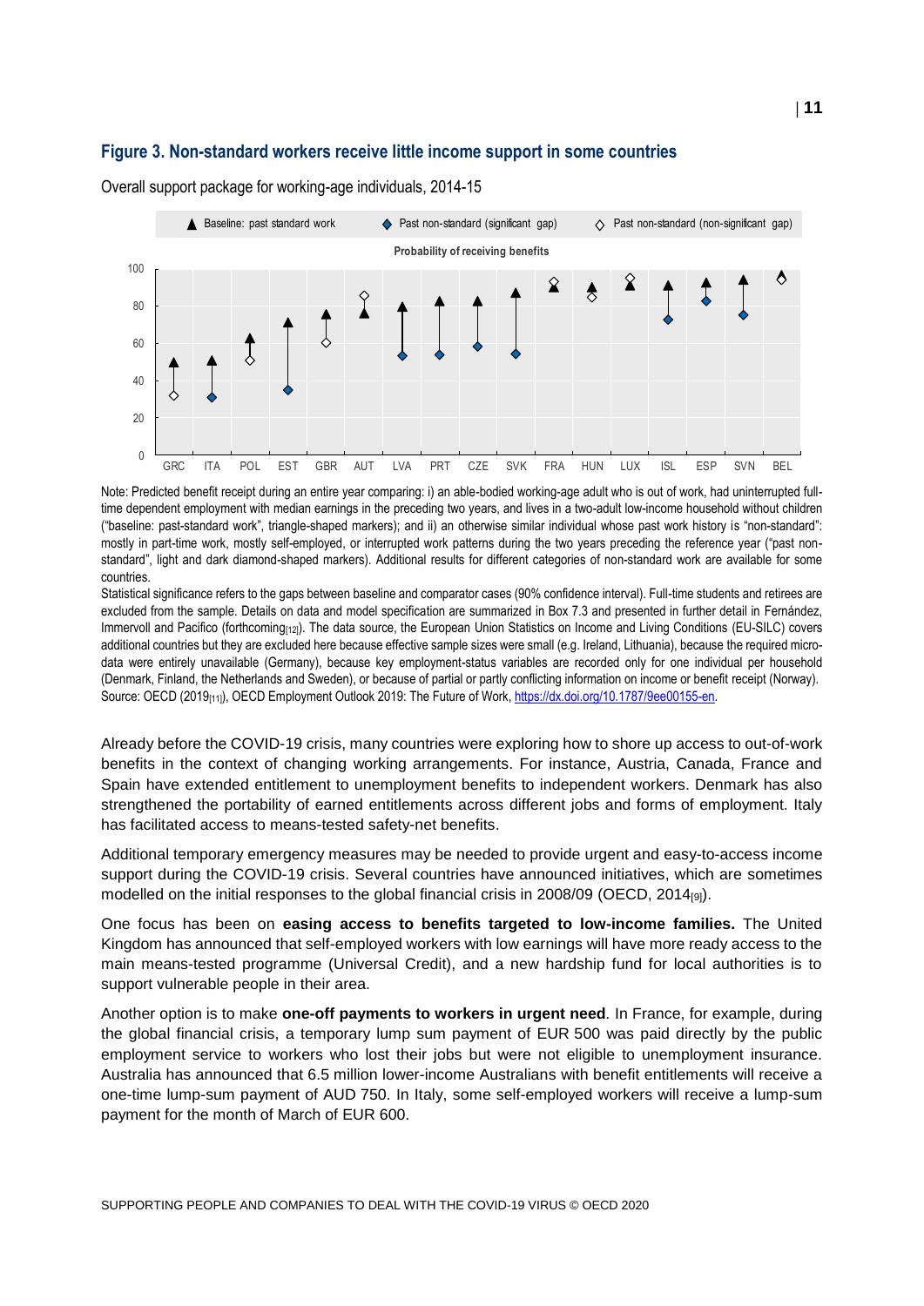### Figure 3. Non-standard workers receive little income support in some countries

Overall support package for working-age individuals, 2014-15

Note: Predicted benefit receipt during an entire year comparing: i) an able-bodied working-age adult who is out of work, had uninterrupted full-time dependent employment with median earnings in the preceding two years, and lives in a two-adult low-income household without children ("baseline: past-standard work", triangle-shaped markers); and ii) an otherwise similar individual whose past work history is "non-standard": mostly in part-time work, mostly self-employed, or interrupted work patterns during the two years preceding the reference year ("past non-standard", light and dark diamond-shaped markers). Additional results for different categories of non-standard work are available for some countries.

Statistical significance refers to the gaps between baseline and comparator cases (90% confidence interval). Full-time students and retirees are excluded from the sample. Details on data and model specification are summarized in Box 7.3 and presented in further detail in Fernández, Immervoll and Pacifico (forthcoming[12]). The data source, the European Union Statistics on Income and Living Conditions (EU-SILC) covers additional countries but they are excluded here because effective sample sizes were small (e.g. Ireland, Lithuania), because the required micro-data were entirely unavailable (Germany), because key employment-status variables are recorded only for one individual per household (Denmark, Finland, the Netherlands and Sweden), or because of partial or partly conflicting information on income or benefit receipt (Norway).

Source: OECD (2019[11]), OECD Employment Outlook 2019: The Future of Work, https://dx.doi.org/10.1787/9ee00155-en.

Already before the COVID-19 crisis, many countries were exploring how to shore up access to out-of-work benefits in the context of changing working arrangements. For instance, Austria, Canada, France and Spain have extended entitlement to unemployment benefits to independent workers. Denmark has also strengthened the portability of earned entitlements across different jobs and forms of employment. Italy has facilitated access to means-tested safety-net benefits.

Additional temporary emergency measures may be needed to provide urgent and easy-to-access income support during the COVID-19 crisis. Several countries have announced initiatives, which are sometimes modelled on the initial responses to the global financial crisis in 2008/09 (OECD, 2014[9]).

One focus has been on **easing access to benefits targeted to low-income families.** The United Kingdom has announced that self-employed workers with low earnings will have more ready access to the main means-tested programme (Universal Credit), and a new hardship fund for local authorities is to support vulnerable people in their area.

Another option is to make **one-off payments to workers in urgent need**. In France, for example, during the global financial crisis, a temporary lump sum payment of EUR 500 was paid directly by the public employment service to workers who lost their jobs but were not eligible to unemployment insurance. Australia has announced that 6.5 million lower-income Australians with benefit entitlements will receive a one-time lump-sum payment of AUD 750. In Italy, some self-employed workers will receive a lump-sum payment for the month of March of EUR 600.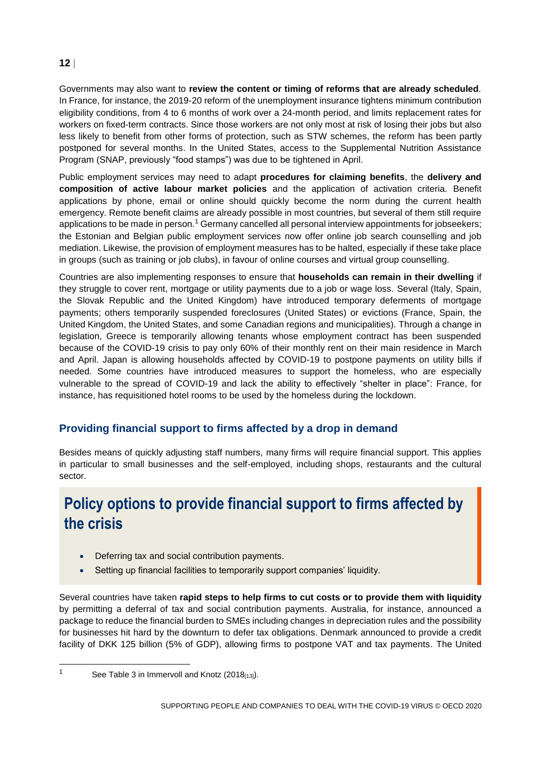Governments may also want to **review the content or timing of reforms that are already scheduled**. In France, for instance, the 2019-20 reform of the unemployment insurance tightens minimum contribution eligibility conditions, from 4 to 6 months of work over a 24-month period, and limits replacement rates for workers on fixed-term contracts. Since those workers are not only most at risk of losing their jobs but also less likely to benefit from other forms of protection, such as STW schemes, the reform has been partly postponed for several months. In the United States, access to the Supplemental Nutrition Assistance Program (SNAP, previously "food stamps") was due to be tightened in April.

Public employment services may need to adapt **procedures for claiming benefits**, the **delivery and composition of active labour market policies** and the application of activation criteria. Benefit applications by phone, email or online should quickly become the norm during the current health emergency. Remote benefit claims are already possible in most countries, but several of them still require applications to be made in person.[1] Germany cancelled all personal interview appointments for jobseekers; the Estonian and Belgian public employment services now offer online job search counselling and job mediation. Likewise, the provision of employment measures has to be halted, especially if these take place in groups (such as training or job clubs), in favour of online courses and virtual group counselling.

Countries are also implementing responses to ensure that **households can remain in their dwelling** if they struggle to cover rent, mortgage or utility payments due to a job or wage loss. Several (Italy, Spain, the Slovak Republic and the United Kingdom) have introduced temporary deferments of mortgage payments; others temporarily suspended foreclosures (United States) or evictions (France, Spain, the United Kingdom, the United States, and some Canadian regions and municipalities). Through a change in legislation, Greece is temporarily allowing tenants whose employment contract has been suspended because of the COVID-19 crisis to pay only 60% of their monthly rent on their main residence in March and April. Japan is allowing households affected by COVID-19 to postpone payments on utility bills if needed. Some countries have introduced measures to support the homeless, who are especially vulnerable to the spread of COVID-19 and lack the ability to effectively "shelter in place": France, for instance, has requisitioned hotel rooms to be used by the homeless during the lockdown.

## Providing financial support to firms affected by a drop in demand

Besides means of quickly adjusting staff numbers, many firms will require financial support. This applies in particular to small businesses and the self-employed, including shops, restaurants and the cultural sector.

## Policy options to provide financial support to firms affected by the crisis

- Deferring tax and social contribution payments.
- Setting up financial facilities to temporarily support companies' liquidity.

Several countries have taken **rapid steps to help firms to cut costs or to provide them with liquidity** by permitting a deferral of tax and social contribution payments. Australia, for instance, announced a package to reduce the financial burden to SMEs including changes in depreciation rules and the possibility for businesses hit hard by the downturn to defer tax obligations. Denmark announced to provide a credit facility of DKK 125 billion (5% of GDP), allowing firms to postpone VAT and tax payments. The United

[1] See Table 3 in Immervoll and Knotz (2018[13]).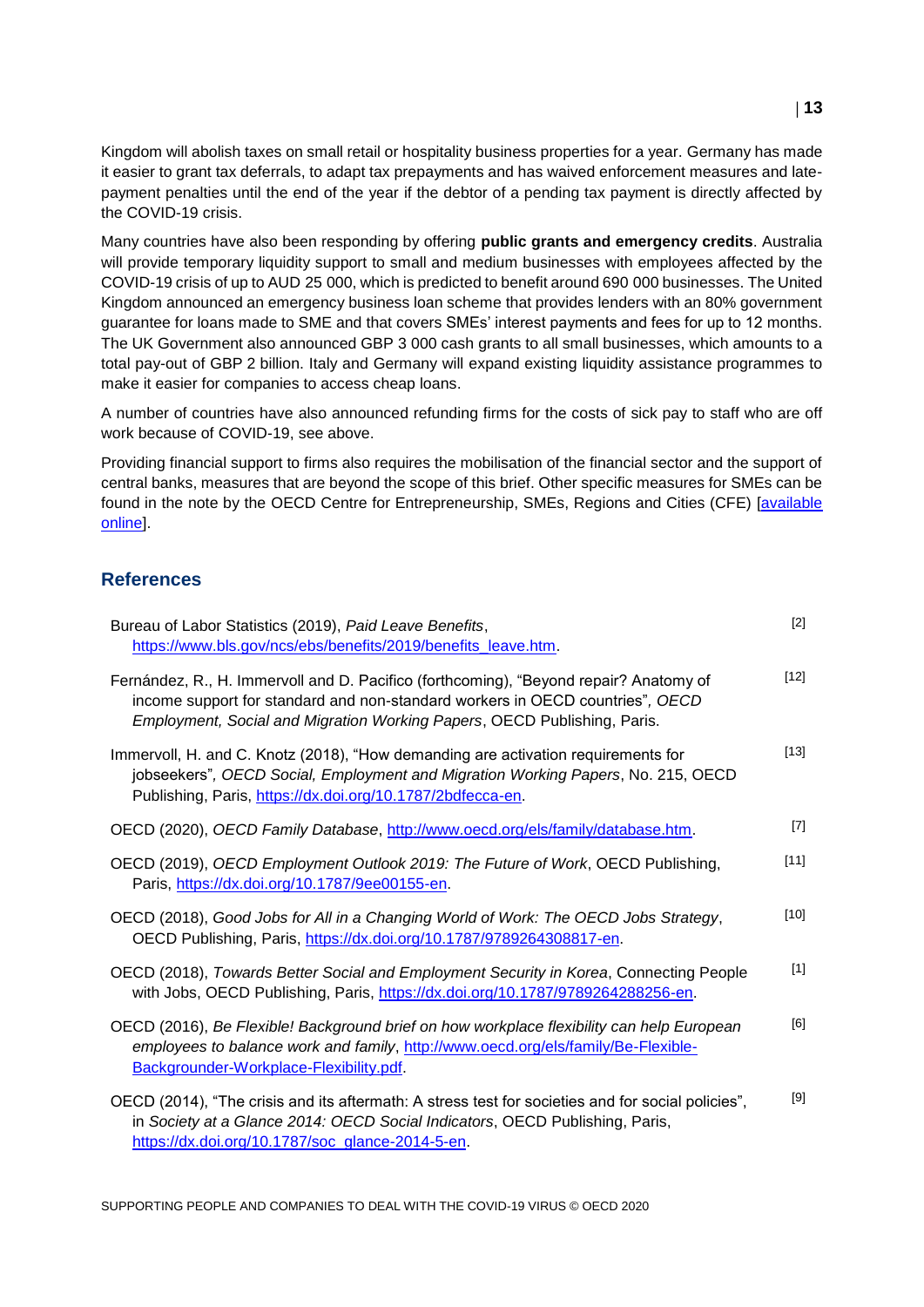Kingdom will abolish taxes on small retail or hospitality business properties for a year. Germany has made it easier to grant tax deferrals, to adapt tax prepayments and has waived enforcement measures and late-payment penalties until the end of the year if the debtor of a pending tax payment is directly affected by the COVID-19 crisis.

Many countries have also been responding by offering **public grants and emergency credits**. Australia will provide temporary liquidity support to small and medium businesses with employees affected by the COVID-19 crisis of up to AUD 25 000, which is predicted to benefit around 690 000 businesses. The United Kingdom announced an emergency business loan scheme that provides lenders with an 80% government guarantee for loans made to SME and that covers SMEs' interest payments and fees for up to 12 months. The UK Government also announced GBP 3 000 cash grants to all small businesses, which amounts to a total pay-out of GBP 2 billion. Italy and Germany will expand existing liquidity assistance programmes to make it easier for companies to access cheap loans.

A number of countries have also announced refunding firms for the costs of sick pay to staff who are off work because of COVID-19, see above.

Providing financial support to firms also requires the mobilisation of the financial sector and the support of central banks, measures that are beyond the scope of this brief. Other specific measures for SMEs can be found in the note by the OECD Centre for Entrepreneurship, SMEs, Regions and Cities (CFE) [available online].

## References

Bureau of Labor Statistics (2019), *Paid Leave Benefits*, https://www.bls.gov/ncs/ebs/benefits/2019/benefits_leave.htm. [2]

Fernández, R., H. Immervoll and D. Pacifico (forthcoming), "Beyond repair? Anatomy of income support for standard and non-standard workers in OECD countries", *OECD Employment, Social and Migration Working Papers*, OECD Publishing, Paris. [12]

Immervoll, H. and C. Knotz (2018), "How demanding are activation requirements for jobseekers", *OECD Social, Employment and Migration Working Papers*, No. 215, OECD Publishing, Paris, https://dx.doi.org/10.1787/2bdfecca-en. [13]

OECD (2020), *OECD Family Database*, http://www.oecd.org/els/family/database.htm. [7]

OECD (2019), *OECD Employment Outlook 2019: The Future of Work*, OECD Publishing, Paris, https://dx.doi.org/10.1787/9ee00155-en. [11]

OECD (2018), *Good Jobs for All in a Changing World of Work: The OECD Jobs Strategy*, OECD Publishing, Paris, https://dx.doi.org/10.1787/9789264308817-en. [10]

OECD (2018), *Towards Better Social and Employment Security in Korea*, Connecting People with Jobs, OECD Publishing, Paris, https://dx.doi.org/10.1787/9789264288256-en. [1]

OECD (2016), *Be Flexible! Background brief on how workplace flexibility can help European employees to balance work and family*, http://www.oecd.org/els/family/Be-Flexible-Backgrounder-Workplace-Flexibility.pdf. [6]

OECD (2014), "The crisis and its aftermath: A stress test for societies and for social policies", in *Society at a Glance 2014: OECD Social Indicators*, OECD Publishing, Paris, https://dx.doi.org/10.1787/soc_glance-2014-5-en. [9]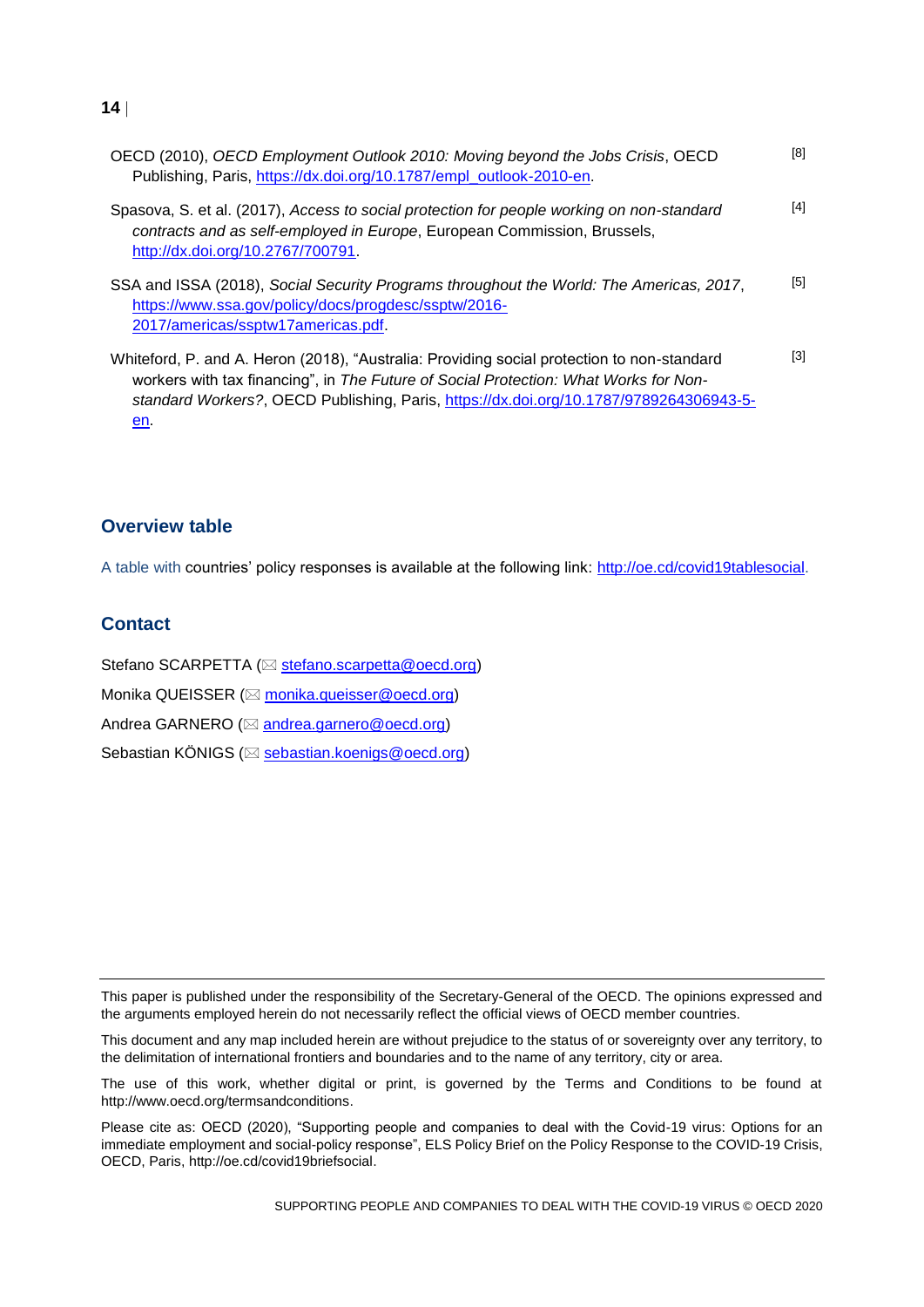OECD (2010), *OECD Employment Outlook 2010: Moving beyond the Jobs Crisis*, OECD Publishing, Paris, https://dx.doi.org/10.1787/empl_outlook-2010-en. [8]

Spasova, S. et al. (2017), *Access to social protection for people working on non-standard contracts and as self-employed in Europe*, European Commission, Brussels, http://dx.doi.org/10.2767/700791. [4]

SSA and ISSA (2018), *Social Security Programs throughout the World: The Americas, 2017*, https://www.ssa.gov/policy/docs/progdesc/ssptw/2016-2017/americas/ssptw17americas.pdf. [5]

Whiteford, P. and A. Heron (2018), "Australia: Providing social protection to non-standard workers with tax financing", in *The Future of Social Protection: What Works for Non-standard Workers?*, OECD Publishing, Paris, https://dx.doi.org/10.1787/9789264306943-5-en. [3]

## Overview table

A table with countries' policy responses is available at the following link: http://oe.cd/covid19tablesocial.

## Contact

Stefano SCARPETTA (✉ stefano.scarpetta@oecd.org)

Monika QUEISSER (✉ monika.queisser@oecd.org)

Andrea GARNERO (✉ andrea.garnero@oecd.org)

Sebastian KÖNIGS (✉ sebastian.koenigs@oecd.org)

---

This paper is published under the responsibility of the Secretary-General of the OECD. The opinions expressed and the arguments employed herein do not necessarily reflect the official views of OECD member countries.

This document and any map included herein are without prejudice to the status of or sovereignty over any territory, to the delimitation of international frontiers and boundaries and to the name of any territory, city or area.

The use of this work, whether digital or print, is governed by the Terms and Conditions to be found at http://www.oecd.org/termsandconditions.

Please cite as: OECD (2020), "Supporting people and companies to deal with the Covid-19 virus: Options for an immediate employment and social-policy response", ELS Policy Brief on the Policy Response to the COVID-19 Crisis, OECD, Paris, http://oe.cd/covid19briefsocial.